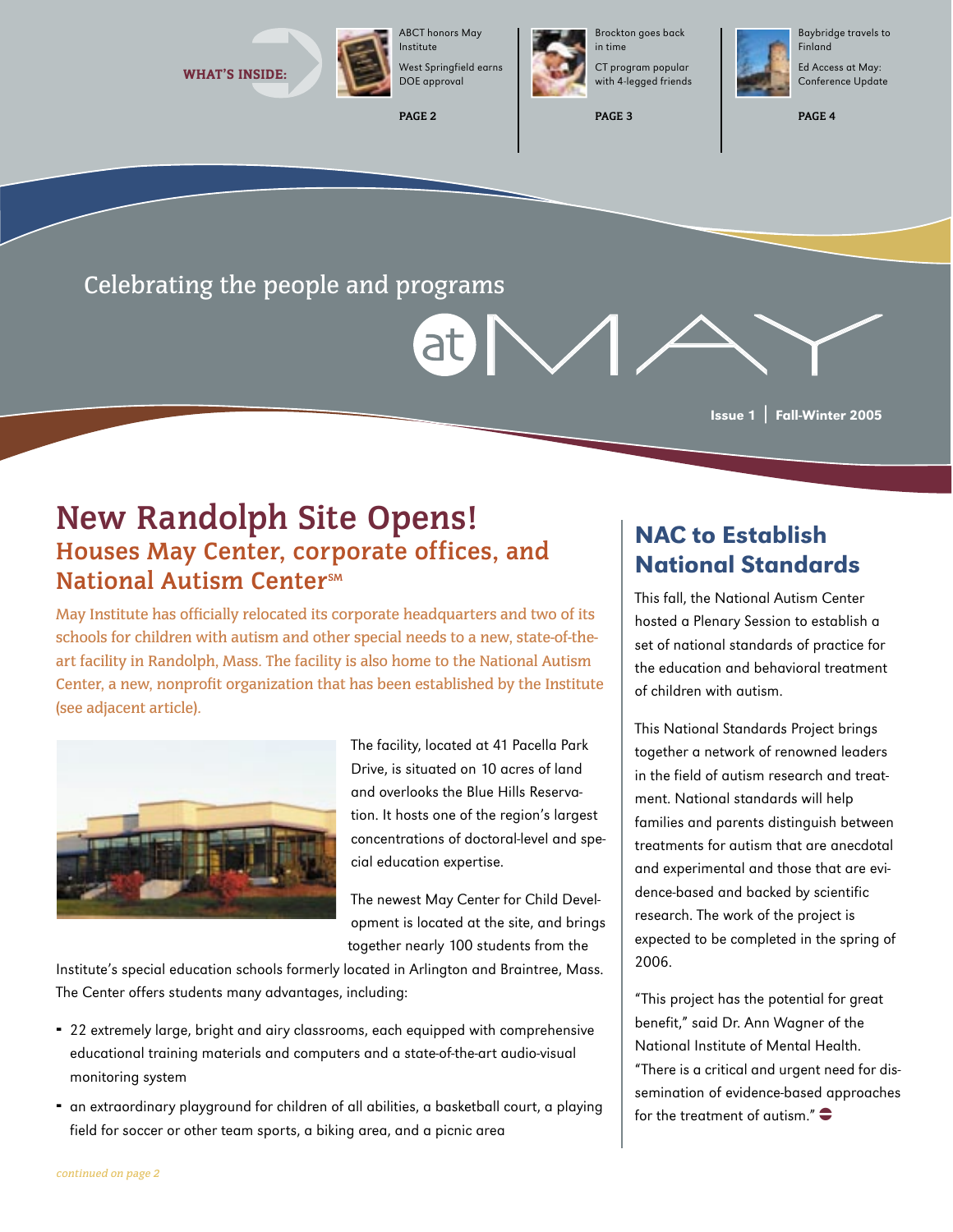**WHAT'S INSIDE:**

ABCT honors May Institute

West Springfield earns DOE approval

PAGE 2

Brockton goes back in time

CT program popular with 4-legged friends

PAGE 3

Baybridge travels to Finland

Ed Access at May: Conference Update

PAGE 4

Celebrating the people and programs

# at MAY

Issue 1 | Fall-Winter 2005

# New Randolph Site Opens!

## Houses May Center, corporate offices, and National Autism Center℠

May Institute has officially relocated its corporate headquarters and two of its schools for children with autism and other special needs to a new, state-of-the-art facility in Randolph, Mass. The facility is also home to the National Autism Center, a new, nonprofit organization that has been established by the Institute (see adjacent article).

The facility, located at 41 Pacella Park Drive, is situated on 10 acres of land and overlooks the Blue Hills Reservation. It hosts one of the region's largest concentrations of doctoral-level and special education expertise.

The newest May Center for Child Development is located at the site, and brings together nearly 100 students from the Institute's special education schools formerly located in Arlington and Braintree, Mass. The Center offers students many advantages, including:

- 22 extremely large, bright and airy classrooms, each equipped with comprehensive educational training materials and computers and a state-of-the-art audio-visual monitoring system
- an extraordinary playground for children of all abilities, a basketball court, a playing field for soccer or other team sports, a biking area, and a picnic area

*continued on page 2*

## NAC to Establish National Standards

This fall, the National Autism Center hosted a Plenary Session to establish a set of national standards of practice for the education and behavioral treatment of children with autism.

This National Standards Project brings together a network of renowned leaders in the field of autism research and treatment. National standards will help families and parents distinguish between treatments for autism that are anecdotal and experimental and those that are evidence-based and backed by scientific research. The work of the project is expected to be completed in the spring of 2006.

"This project has the potential for great benefit," said Dr. Ann Wagner of the National Institute of Mental Health. "There is a critical and urgent need for dissemination of evidence-based approaches for the treatment of autism."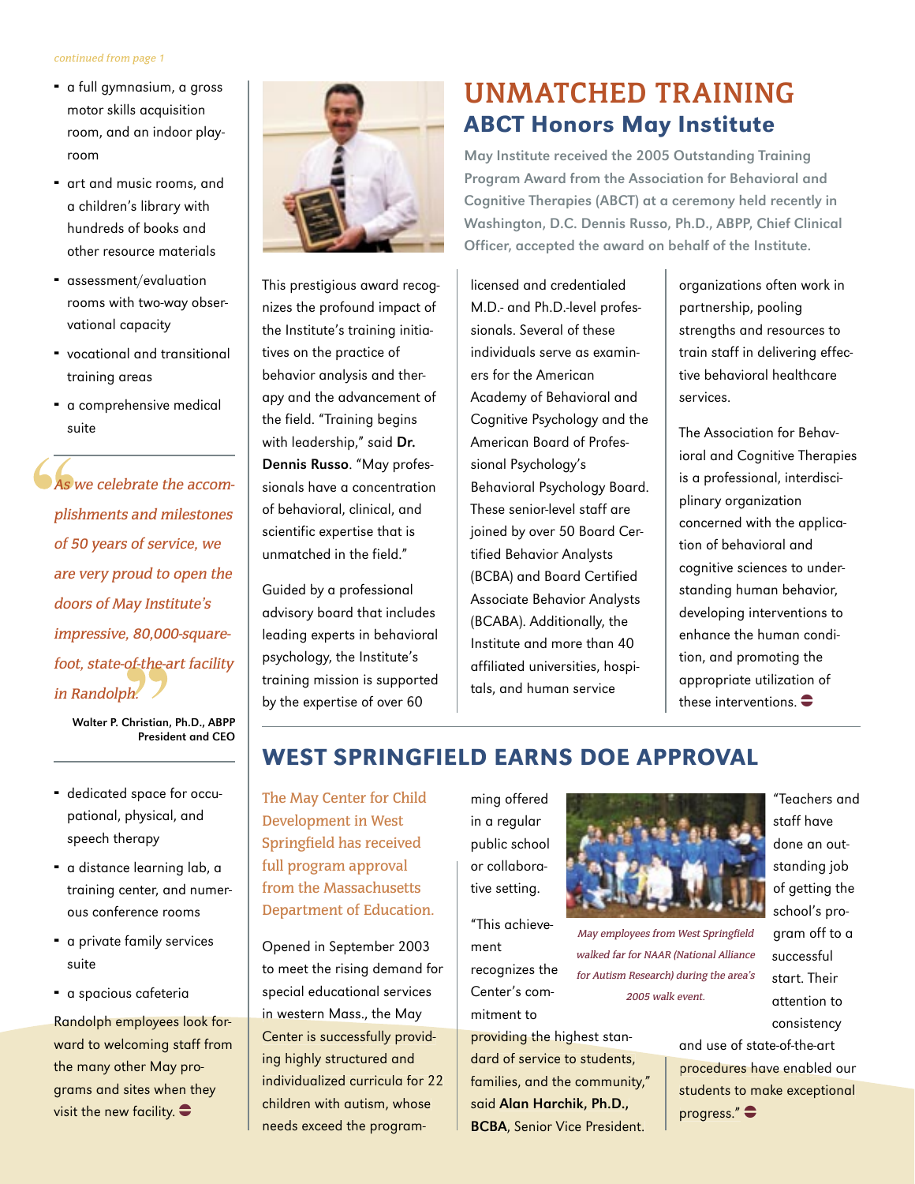*continued from page 1*

- a full gymnasium, a gross motor skills acquisition room, and an indoor playroom
- art and music rooms, and a children's library with hundreds of books and other resource materials
- assessment/evaluation rooms with two-way observational capacity
- vocational and transitional training areas
- a comprehensive medical suite

> *"As we celebrate the accomplishments and milestones of 50 years of service, we are very proud to open the doors of May Institute's impressive, 80,000-square-foot, state-of-the-art facility in Randolph."*
>
> **Walter P. Christian, Ph.D., ABPP**
> **President and CEO**

- dedicated space for occupational, physical, and speech therapy
- a distance learning lab, a training center, and numerous conference rooms
- a private family services suite
- a spacious cafeteria

Randolph employees look forward to welcoming staff from the many other May programs and sites when they visit the new facility.

# UNMATCHED TRAINING

## ABCT Honors May Institute

**May Institute received the 2005 Outstanding Training Program Award from the Association for Behavioral and Cognitive Therapies (ABCT) at a ceremony held recently in Washington, D.C. Dennis Russo, Ph.D., ABPP, Chief Clinical Officer, accepted the award on behalf of the Institute.**

This prestigious award recognizes the profound impact of the Institute's training initiatives on the practice of behavior analysis and therapy and the advancement of the field. "Training begins with leadership," said **Dr. Dennis Russo**. "May professionals have a concentration of behavioral, clinical, and scientific expertise that is unmatched in the field."

Guided by a professional advisory board that includes leading experts in behavioral psychology, the Institute's training mission is supported by the expertise of over 60 licensed and credentialed M.D.- and Ph.D.-level professionals. Several of these individuals serve as examiners for the American Academy of Behavioral and Cognitive Psychology and the American Board of Professional Psychology's Behavioral Psychology Board. These senior-level staff are joined by over 50 Board Certified Behavior Analysts (BCBA) and Board Certified Associate Behavior Analysts (BCABA). Additionally, the Institute and more than 40 affiliated universities, hospitals, and human service organizations often work in partnership, pooling strengths and resources to train staff in delivering effective behavioral healthcare services.

The Association for Behavioral and Cognitive Therapies is a professional, interdisciplinary organization concerned with the application of behavioral and cognitive sciences to understanding human behavior, developing interventions to enhance the human condition, and promoting the appropriate utilization of these interventions.

# WEST SPRINGFIELD EARNS DOE APPROVAL

The May Center for Child Development in West Springfield has received full program approval from the Massachusetts Department of Education.

Opened in September 2003 to meet the rising demand for special educational services in western Mass., the May Center is successfully providing highly structured and individualized curricula for 22 children with autism, whose needs exceed the programming offered in a regular public school or collaborative setting.

"This achievement recognizes the Center's commitment to providing the highest standard of service to students, families, and the community," said **Alan Harchik, Ph.D., BCBA**, Senior Vice President.

*May employees from West Springfield walked far for NAAR (National Alliance for Autism Research) during the area's 2005 walk event.*

"Teachers and staff have done an outstanding job of getting the school's program off to a successful start. Their attention to consistency and use of state-of-the-art procedures have enabled our students to make exceptional progress."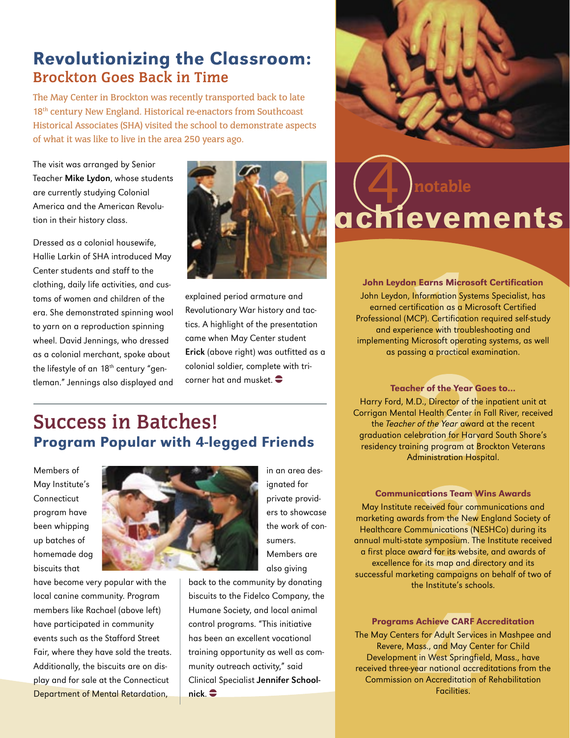# Revolutionizing the Classroom:
## Brockton Goes Back in Time

The May Center in Brockton was recently transported back to late 18th century New England. Historical re-enactors from Southcoast Historical Associates (SHA) visited the school to demonstrate aspects of what it was like to live in the area 250 years ago.

The visit was arranged by Senior Teacher **Mike Lydon**, whose students are currently studying Colonial America and the American Revolution in their history class.

Dressed as a colonial housewife, Hallie Larkin of SHA introduced May Center students and staff to the clothing, daily life activities, and customs of women and children of the era. She demonstrated spinning wool to yarn on a reproduction spinning wheel. David Jennings, who dressed as a colonial merchant, spoke about the lifestyle of an 18th century "gentleman." Jennings also displayed and explained period armature and Revolutionary War history and tactics. A highlight of the presentation came when May Center student **Erick** (above right) was outfitted as a colonial soldier, complete with tri-corner hat and musket.

# Success in Batches!
## Program Popular with 4-legged Friends

Members of May Institute's Connecticut program have been whipping up batches of homemade dog biscuits that have become very popular with the local canine community. Program members like Rachael (above left) have participated in community events such as the Stafford Street Fair, where they have sold the treats. Additionally, the biscuits are on display and for sale at the Connecticut Department of Mental Retardation, in an area designated for private providers to showcase the work of consumers. Members are also giving back to the community by donating biscuits to the Fidelco Company, the Humane Society, and local animal control programs. "This initiative has been an excellent vocational training opportunity as well as community outreach activity," said Clinical Specialist **Jennifer Schoolnick**.

# 4 notable achievements

### 1. John Leydon Earns Microsoft Certification

John Leydon, Information Systems Specialist, has earned certification as a Microsoft Certified Professional (MCP). Certification required self-study and experience with troubleshooting and implementing Microsoft operating systems, as well as passing a practical examination.

### 2. Teacher of the Year Goes to...

Harry Ford, M.D., Director of the inpatient unit at Corrigan Mental Health Center in Fall River, received the *Teacher of the Year* award at the recent graduation celebration for Harvard South Shore's residency training program at Brockton Veterans Administration Hospital.

### 3. Communications Team Wins Awards

May Institute received four communications and marketing awards from the New England Society of Healthcare Communications (NESHCo) during its annual multi-state symposium. The Institute received a first place award for its website, and awards of excellence for its map and directory and its successful marketing campaigns on behalf of two of the Institute's schools.

### 4. Programs Achieve CARF Accreditation

The May Centers for Adult Services in Mashpee and Revere, Mass., and May Center for Child Development in West Springfield, Mass., have received three-year national accreditations from the Commission on Accreditation of Rehabilitation Facilities.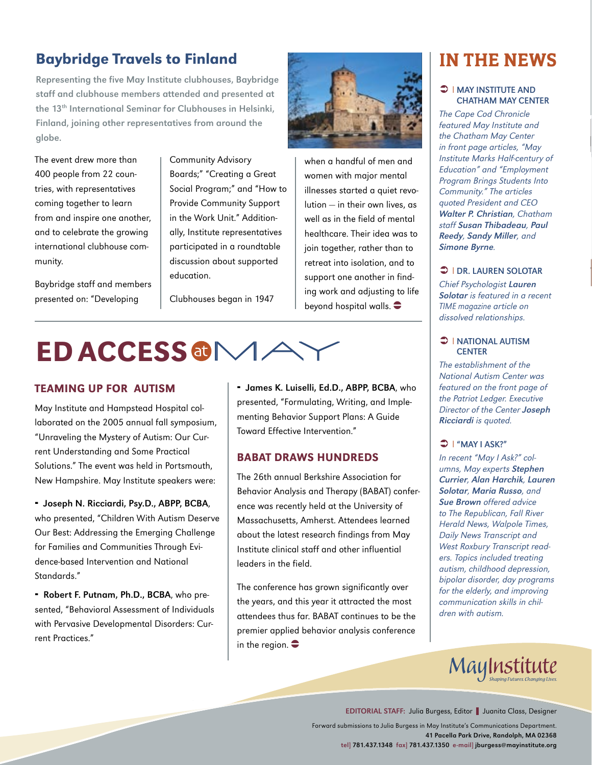## Baybridge Travels to Finland

**Representing the five May Institute clubhouses, Baybridge staff and clubhouse members attended and presented at the 13th International Seminar for Clubhouses in Helsinki, Finland, joining other representatives from around the globe.**

The event drew more than 400 people from 22 countries, with representatives coming together to learn from and inspire one another, and to celebrate the growing international clubhouse community.

Baybridge staff and members presented on: "Developing Community Advisory Boards;" "Creating a Great Social Program;" and "How to Provide Community Support in the Work Unit." Additionally, Institute representatives participated in a roundtable discussion about supported education.

Clubhouses began in 1947 when a handful of men and women with major mental illnesses started a quiet revolution — in their own lives, as well as in the field of mental healthcare. Their idea was to join together, rather than to retreat into isolation, and to support one another in finding work and adjusting to life beyond hospital walls.

# ED ACCESS at MAY

### TEAMING UP FOR AUTISM

May Institute and Hampstead Hospital collaborated on the 2005 annual fall symposium, "Unraveling the Mystery of Autism: Our Current Understanding and Some Practical Solutions." The event was held in Portsmouth, New Hampshire. May Institute speakers were:

- **Joseph N. Ricciardi, Psy.D., ABPP, BCBA**, who presented, "Children With Autism Deserve Our Best: Addressing the Emerging Challenge for Families and Communities Through Evidence-based Intervention and National Standards."
- **Robert F. Putnam, Ph.D., BCBA**, who presented, "Behavioral Assessment of Individuals with Pervasive Developmental Disorders: Current Practices."
- **James K. Luiselli, Ed.D., ABPP, BCBA**, who presented, "Formulating, Writing, and Implementing Behavior Support Plans: A Guide Toward Effective Intervention."

### BABAT DRAWS HUNDREDS

The 26th annual Berkshire Association for Behavior Analysis and Therapy (BABAT) conference was recently held at the University of Massachusetts, Amherst. Attendees learned about the latest research findings from May Institute clinical staff and other influential leaders in the field.

The conference has grown significantly over the years, and this year it attracted the most attendees thus far. BABAT continues to be the premier applied behavior analysis conference in the region.

## IN THE NEWS

**MAY INSTITUTE AND CHATHAM MAY CENTER**

*The Cape Cod Chronicle featured May Institute and the Chatham May Center in front page articles, "May Institute Marks Half-century of Education" and "Employment Program Brings Students Into Community." The articles quoted President and CEO **Walter P. Christian**, Chatham staff **Susan Thibadeau**, **Paul Reedy**, **Sandy Miller**, and **Simone Byrne**.*

**DR. LAUREN SOLOTAR**

*Chief Psychologist **Lauren Solotar** is featured in a recent TIME magazine article on dissolved relationships.*

**NATIONAL AUTISM CENTER**

*The establishment of the National Autism Center was featured on the front page of the Patriot Ledger. Executive Director of the Center **Joseph Ricciardi** is quoted.*

**"MAY I ASK?"**

*In recent "May I Ask?" columns, May experts **Stephen Currier**, **Alan Harchik**, **Lauren Solotar**, **Maria Russo**, and **Sue Brown** offered advice to The Republican, Fall River Herald News, Walpole Times, Daily News Transcript and West Roxbury Transcript readers. Topics included treating autism, childhood depression, bipolar disorder, day programs for the elderly, and improving communication skills in children with autism.*

May Institute
Shaping Futures. Changing Lives.

**EDITORIAL STAFF:** Julia Burgess, Editor | Juanita Class, Designer

Forward submissions to Julia Burgess in May Institute's Communications Department.
**41 Pacella Park Drive, Randolph, MA 02368**
**tel] 781.437.1348 fax] 781.437.1350 e-mail] jburgess@mayinstitute.org**